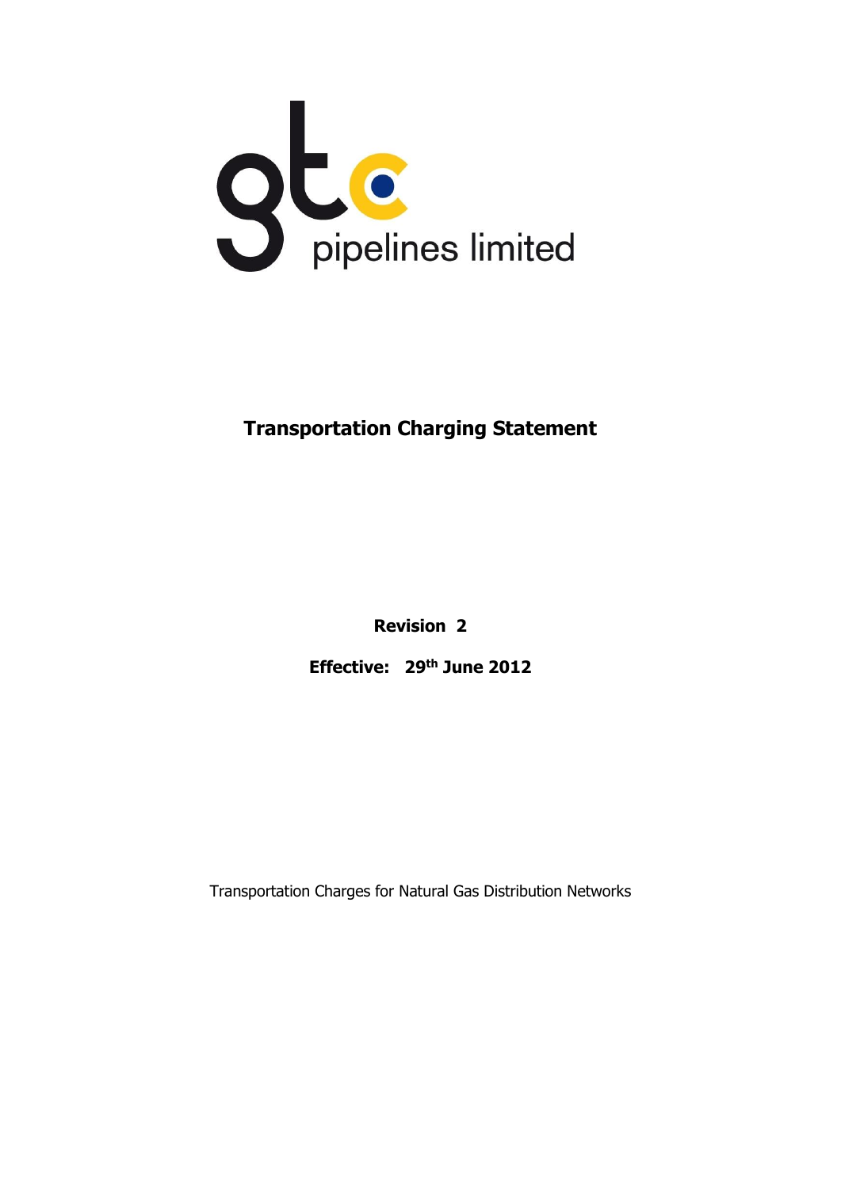gtc pipelines limited

# Transportation Charging Statement

**Revision 2**

**Effective: 29th June 2012**

Transportation Charges for Natural Gas Distribution Networks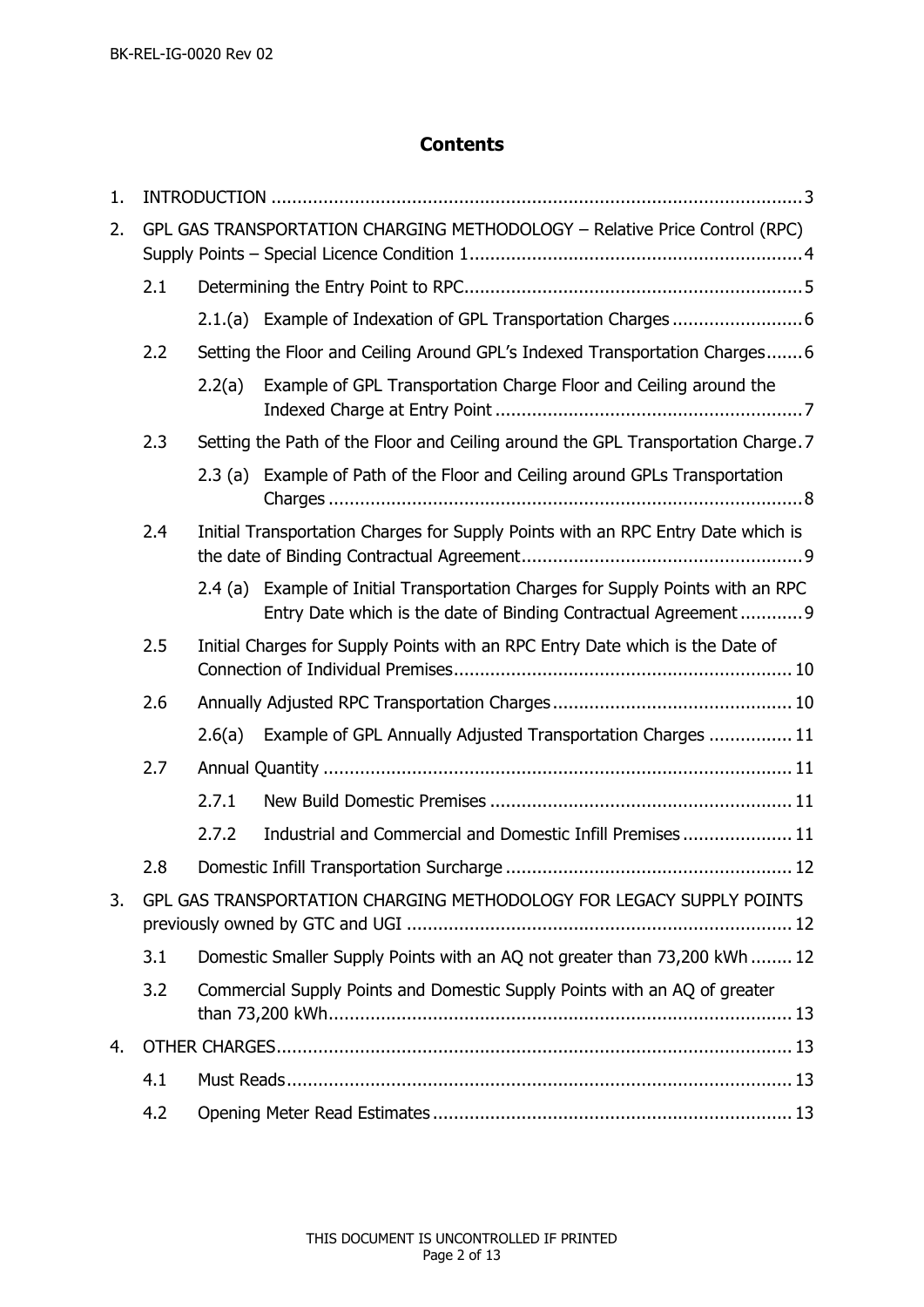# Contents

1. INTRODUCTION ..... 3
2. GPL GAS TRANSPORTATION CHARGING METHODOLOGY – Relative Price Control (RPC) Supply Points – Special Licence Condition 1 ..... 4
   - 2.1 Determining the Entry Point to RPC ..... 5
     - 2.1.(a) Example of Indexation of GPL Transportation Charges ..... 6
   - 2.2 Setting the Floor and Ceiling Around GPL's Indexed Transportation Charges ..... 6
     - 2.2(a) Example of GPL Transportation Charge Floor and Ceiling around the Indexed Charge at Entry Point ..... 7
   - 2.3 Setting the Path of the Floor and Ceiling around the GPL Transportation Charge ..... 7
     - 2.3 (a) Example of Path of the Floor and Ceiling around GPLs Transportation Charges ..... 8
   - 2.4 Initial Transportation Charges for Supply Points with an RPC Entry Date which is the date of Binding Contractual Agreement ..... 9
     - 2.4 (a) Example of Initial Transportation Charges for Supply Points with an RPC Entry Date which is the date of Binding Contractual Agreement ..... 9
   - 2.5 Initial Charges for Supply Points with an RPC Entry Date which is the Date of Connection of Individual Premises ..... 10
   - 2.6 Annually Adjusted RPC Transportation Charges ..... 10
     - 2.6(a) Example of GPL Annually Adjusted Transportation Charges ..... 11
   - 2.7 Annual Quantity ..... 11
     - 2.7.1 New Build Domestic Premises ..... 11
     - 2.7.2 Industrial and Commercial and Domestic Infill Premises ..... 11
   - 2.8 Domestic Infill Transportation Surcharge ..... 12
3. GPL GAS TRANSPORTATION CHARGING METHODOLOGY FOR LEGACY SUPPLY POINTS previously owned by GTC and UGI ..... 12
   - 3.1 Domestic Smaller Supply Points with an AQ not greater than 73,200 kWh ..... 12
   - 3.2 Commercial Supply Points and Domestic Supply Points with an AQ of greater than 73,200 kWh ..... 13
4. OTHER CHARGES ..... 13
   - 4.1 Must Reads ..... 13
   - 4.2 Opening Meter Read Estimates ..... 13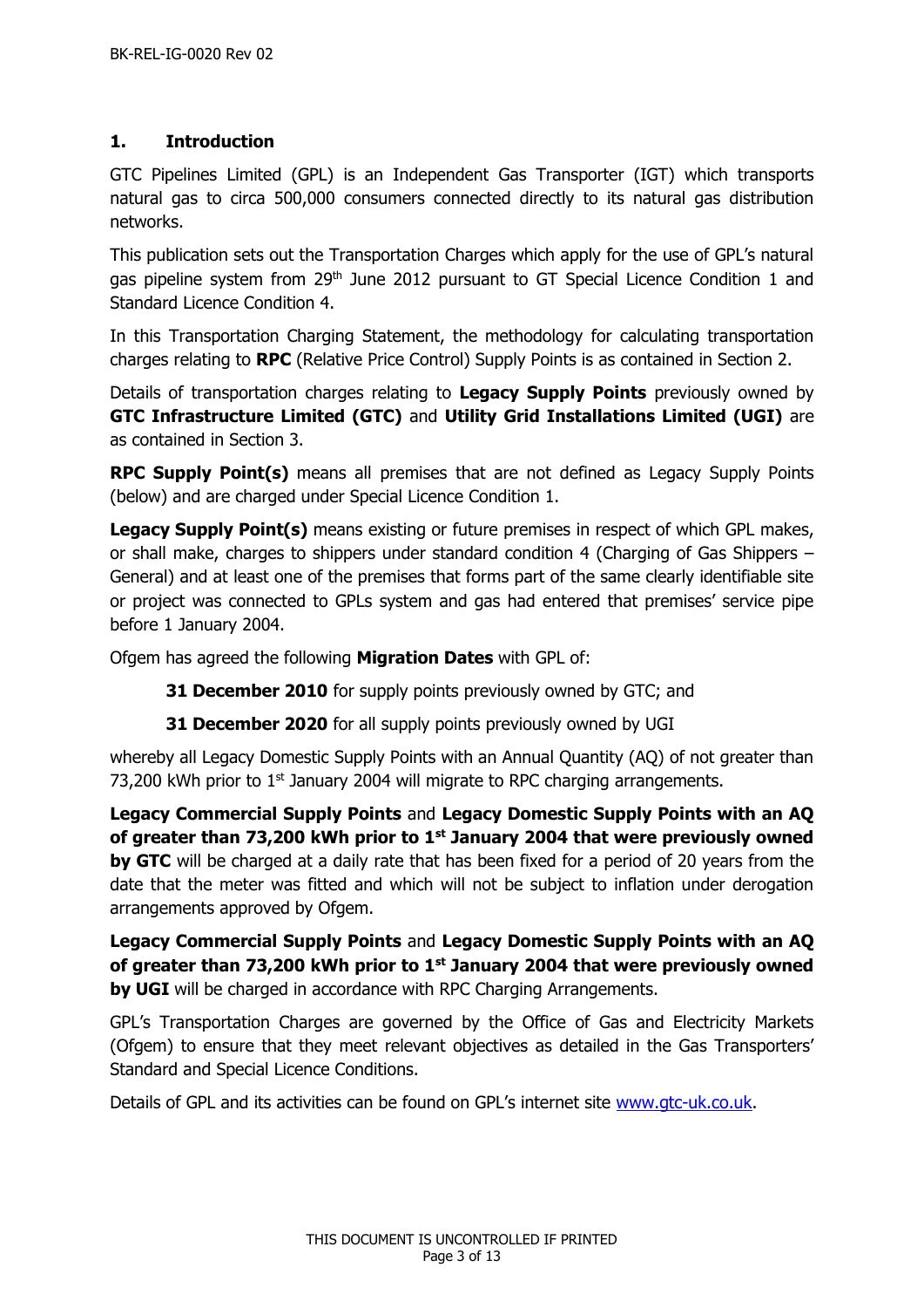## 1. Introduction

GTC Pipelines Limited (GPL) is an Independent Gas Transporter (IGT) which transports natural gas to circa 500,000 consumers connected directly to its natural gas distribution networks.

This publication sets out the Transportation Charges which apply for the use of GPL's natural gas pipeline system from 29th June 2012 pursuant to GT Special Licence Condition 1 and Standard Licence Condition 4.

In this Transportation Charging Statement, the methodology for calculating transportation charges relating to **RPC** (Relative Price Control) Supply Points is as contained in Section 2.

Details of transportation charges relating to **Legacy Supply Points** previously owned by **GTC Infrastructure Limited (GTC)** and **Utility Grid Installations Limited (UGI)** are as contained in Section 3.

**RPC Supply Point(s)** means all premises that are not defined as Legacy Supply Points (below) and are charged under Special Licence Condition 1.

**Legacy Supply Point(s)** means existing or future premises in respect of which GPL makes, or shall make, charges to shippers under standard condition 4 (Charging of Gas Shippers – General) and at least one of the premises that forms part of the same clearly identifiable site or project was connected to GPLs system and gas had entered that premises' service pipe before 1 January 2004.

Ofgem has agreed the following **Migration Dates** with GPL of:

**31 December 2010** for supply points previously owned by GTC; and

**31 December 2020** for all supply points previously owned by UGI

whereby all Legacy Domestic Supply Points with an Annual Quantity (AQ) of not greater than 73,200 kWh prior to 1st January 2004 will migrate to RPC charging arrangements.

**Legacy Commercial Supply Points** and **Legacy Domestic Supply Points with an AQ of greater than 73,200 kWh prior to 1st January 2004 that were previously owned by GTC** will be charged at a daily rate that has been fixed for a period of 20 years from the date that the meter was fitted and which will not be subject to inflation under derogation arrangements approved by Ofgem.

**Legacy Commercial Supply Points** and **Legacy Domestic Supply Points with an AQ of greater than 73,200 kWh prior to 1st January 2004 that were previously owned by UGI** will be charged in accordance with RPC Charging Arrangements.

GPL's Transportation Charges are governed by the Office of Gas and Electricity Markets (Ofgem) to ensure that they meet relevant objectives as detailed in the Gas Transporters' Standard and Special Licence Conditions.

Details of GPL and its activities can be found on GPL's internet site www.gtc-uk.co.uk.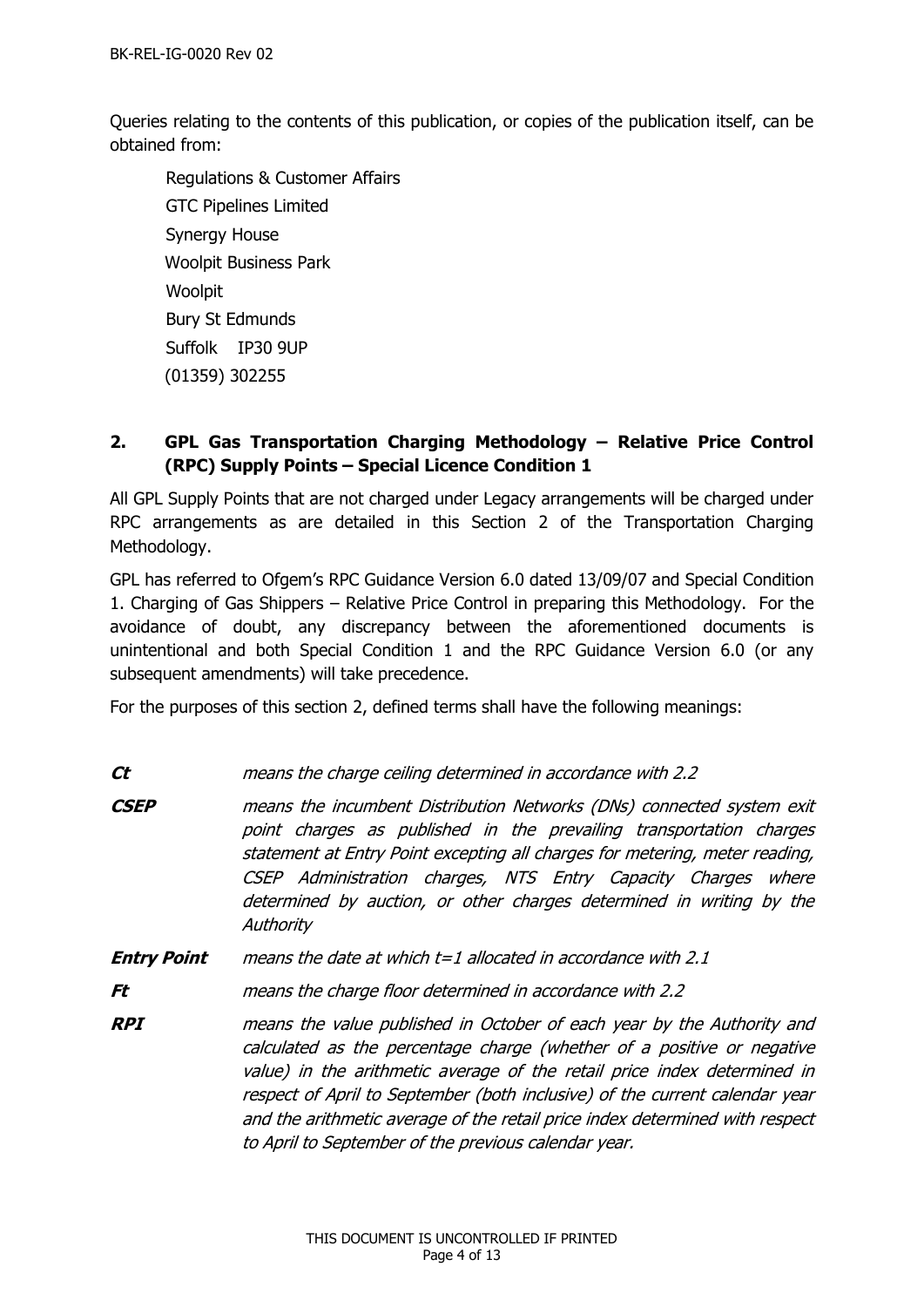Queries relating to the contents of this publication, or copies of the publication itself, can be obtained from:

Regulations & Customer Affairs
GTC Pipelines Limited
Synergy House
Woolpit Business Park
Woolpit
Bury St Edmunds
Suffolk IP30 9UP
(01359) 302255

## 2. GPL Gas Transportation Charging Methodology – Relative Price Control (RPC) Supply Points – Special Licence Condition 1

All GPL Supply Points that are not charged under Legacy arrangements will be charged under RPC arrangements as are detailed in this Section 2 of the Transportation Charging Methodology.

GPL has referred to Ofgem's RPC Guidance Version 6.0 dated 13/09/07 and Special Condition 1. Charging of Gas Shippers – Relative Price Control in preparing this Methodology. For the avoidance of doubt, any discrepancy between the aforementioned documents is unintentional and both Special Condition 1 and the RPC Guidance Version 6.0 (or any subsequent amendments) will take precedence.

For the purposes of this section 2, defined terms shall have the following meanings:

***Ct*** *means the charge ceiling determined in accordance with 2.2*

***CSEP*** *means the incumbent Distribution Networks (DNs) connected system exit point charges as published in the prevailing transportation charges statement at Entry Point excepting all charges for metering, meter reading, CSEP Administration charges, NTS Entry Capacity Charges where determined by auction, or other charges determined in writing by the Authority*

***Entry Point*** *means the date at which t=1 allocated in accordance with 2.1*

***Ft*** *means the charge floor determined in accordance with 2.2*

***RPI*** *means the value published in October of each year by the Authority and calculated as the percentage charge (whether of a positive or negative value) in the arithmetic average of the retail price index determined in respect of April to September (both inclusive) of the current calendar year and the arithmetic average of the retail price index determined with respect to April to September of the previous calendar year.*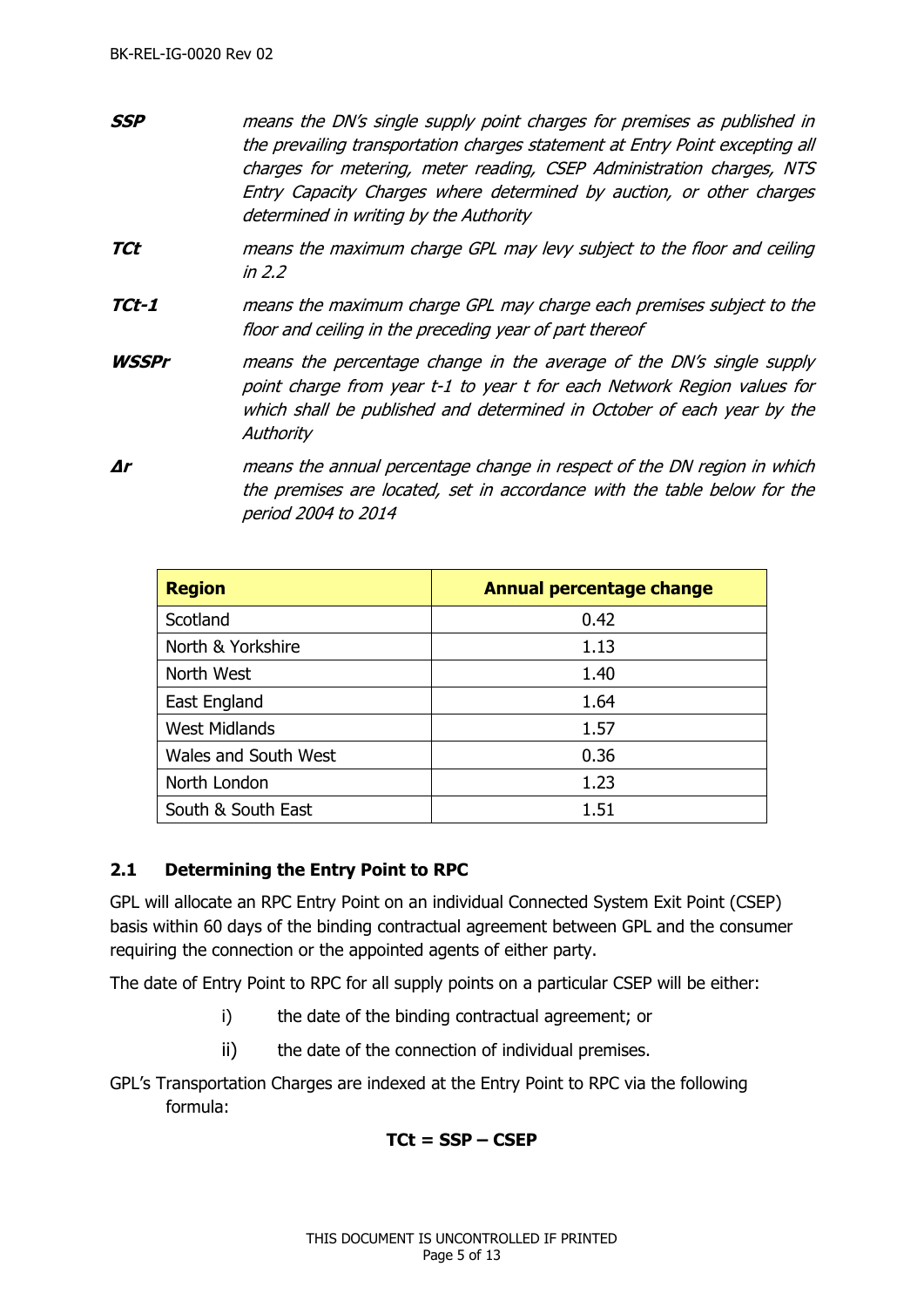**SSP** *means the DN's single supply point charges for premises as published in the prevailing transportation charges statement at Entry Point excepting all charges for metering, meter reading, CSEP Administration charges, NTS Entry Capacity Charges where determined by auction, or other charges determined in writing by the Authority*

**TCt** *means the maximum charge GPL may levy subject to the floor and ceiling in 2.2*

**TCt-1** *means the maximum charge GPL may charge each premises subject to the floor and ceiling in the preceding year of part thereof*

**WSSPr** *means the percentage change in the average of the DN's single supply point charge from year t-1 to year t for each Network Region values for which shall be published and determined in October of each year by the Authority*

**Δr** *means the annual percentage change in respect of the DN region in which the premises are located, set in accordance with the table below for the period 2004 to 2014*

| Region | Annual percentage change |
|---|---|
| Scotland | 0.42 |
| North & Yorkshire | 1.13 |
| North West | 1.40 |
| East England | 1.64 |
| West Midlands | 1.57 |
| Wales and South West | 0.36 |
| North London | 1.23 |
| South & South East | 1.51 |

## 2.1 Determining the Entry Point to RPC

GPL will allocate an RPC Entry Point on an individual Connected System Exit Point (CSEP) basis within 60 days of the binding contractual agreement between GPL and the consumer requiring the connection or the appointed agents of either party.

The date of Entry Point to RPC for all supply points on a particular CSEP will be either:

i) the date of the binding contractual agreement; or

ii) the date of the connection of individual premises.

GPL's Transportation Charges are indexed at the Entry Point to RPC via the following formula:

$$\mathbf{TCt = SSP - CSEP}$$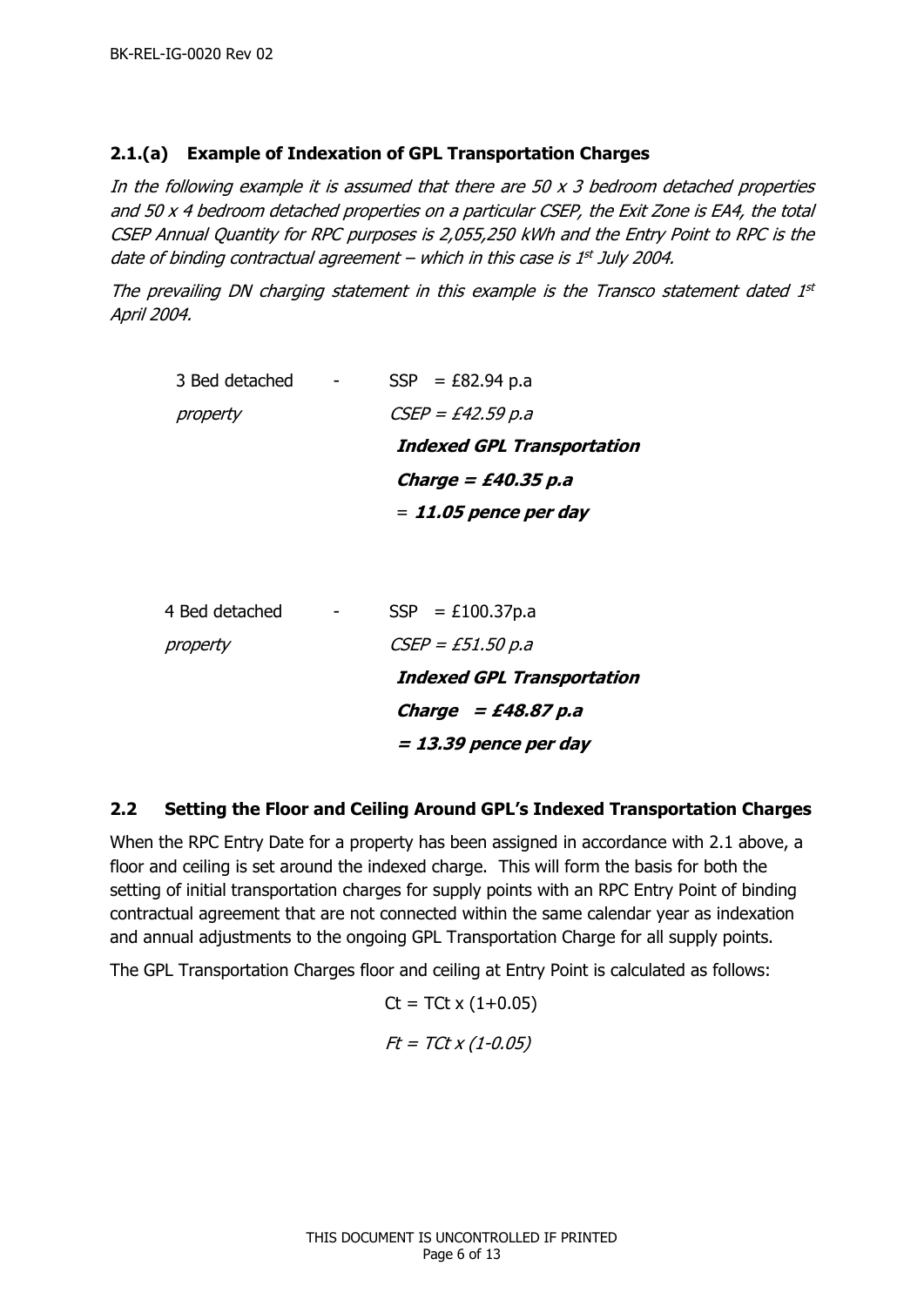### 2.1.(a) Example of Indexation of GPL Transportation Charges

*In the following example it is assumed that there are 50 x 3 bedroom detached properties and 50 x 4 bedroom detached properties on a particular CSEP, the Exit Zone is EA4, the total CSEP Annual Quantity for RPC purposes is 2,055,250 kWh and the Entry Point to RPC is the date of binding contractual agreement – which in this case is 1st July 2004.*

*The prevailing DN charging statement in this example is the Transco statement dated 1st April 2004.*

3 Bed detached *property* - SSP = £82.94 p.a

*CSEP = £42.59 p.a*

***Indexed GPL Transportation Charge = £40.35 p.a***

= ***11.05 pence per day***

4 Bed detached *property* - SSP = £100.37p.a

*CSEP = £51.50 p.a*

***Indexed GPL Transportation Charge = £48.87 p.a***

***= 13.39 pence per day***

### 2.2 Setting the Floor and Ceiling Around GPL's Indexed Transportation Charges

When the RPC Entry Date for a property has been assigned in accordance with 2.1 above, a floor and ceiling is set around the indexed charge. This will form the basis for both the setting of initial transportation charges for supply points with an RPC Entry Point of binding contractual agreement that are not connected within the same calendar year as indexation and annual adjustments to the ongoing GPL Transportation Charge for all supply points.

The GPL Transportation Charges floor and ceiling at Entry Point is calculated as follows:

$$Ct = TCt \times (1+0.05)$$

$$Ft = TCt \times (1-0.05)$$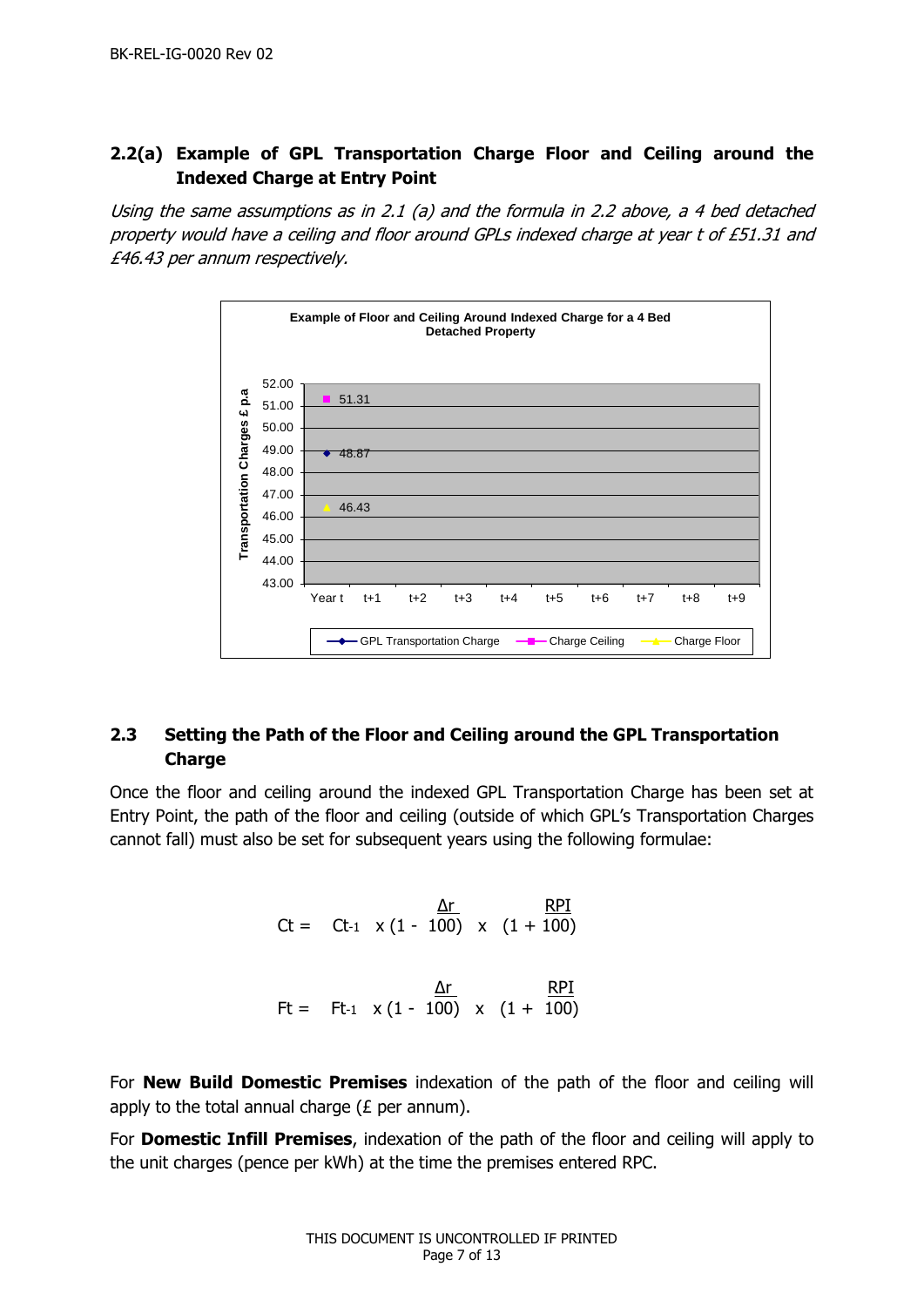## 2.2(a) Example of GPL Transportation Charge Floor and Ceiling around the Indexed Charge at Entry Point

*Using the same assumptions as in 2.1 (a) and the formula in 2.2 above, a 4 bed detached property would have a ceiling and floor around GPLs indexed charge at year t of £51.31 and £46.43 per annum respectively.*

## 2.3 Setting the Path of the Floor and Ceiling around the GPL Transportation Charge

Once the floor and ceiling around the indexed GPL Transportation Charge has been set at Entry Point, the path of the floor and ceiling (outside of which GPL's Transportation Charges cannot fall) must also be set for subsequent years using the following formulae:

$$Ct = C_{t-1} \times \left(1 - \frac{\Delta r}{100}\right) \times \left(1 + \frac{RPI}{100}\right)$$

$$Ft = F_{t-1} \times \left(1 - \frac{\Delta r}{100}\right) \times \left(1 + \frac{RPI}{100}\right)$$

For **New Build Domestic Premises** indexation of the path of the floor and ceiling will apply to the total annual charge (£ per annum).

For **Domestic Infill Premises**, indexation of the path of the floor and ceiling will apply to the unit charges (pence per kWh) at the time the premises entered RPC.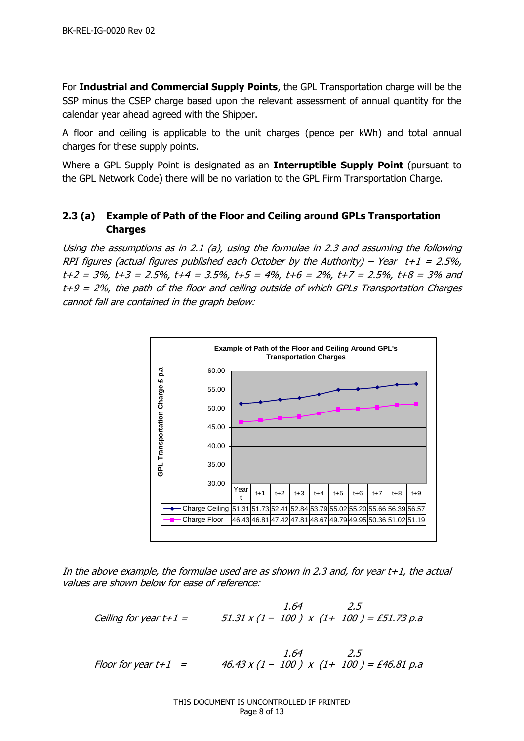For **Industrial and Commercial Supply Points**, the GPL Transportation charge will be the SSP minus the CSEP charge based upon the relevant assessment of annual quantity for the calendar year ahead agreed with the Shipper.

A floor and ceiling is applicable to the unit charges (pence per kWh) and total annual charges for these supply points.

Where a GPL Supply Point is designated as an **Interruptible Supply Point** (pursuant to the GPL Network Code) there will be no variation to the GPL Firm Transportation Charge.

## 2.3 (a) Example of Path of the Floor and Ceiling around GPLs Transportation Charges

*Using the assumptions as in 2.1 (a), using the formulae in 2.3 and assuming the following RPI figures (actual figures published each October by the Authority) – Year t+1 = 2.5%, t+2 = 3%, t+3 = 2.5%, t+4 = 3.5%, t+5 = 4%, t+6 = 2%, t+7 = 2.5%, t+8 = 3% and t+9 = 2%, the path of the floor and ceiling outside of which GPLs Transportation Charges cannot fall are contained in the graph below:*

**Example of Path of the Floor and Ceiling Around GPL's Transportation Charges**

GPL Transportation Charge £ p.a

| | Year t | t+1 | t+2 | t+3 | t+4 | t+5 | t+6 | t+7 | t+8 | t+9 |
|---|---|---|---|---|---|---|---|---|---|---|
| Charge Ceiling | 51.31 | 51.73 | 52.41 | 52.84 | 53.79 | 55.02 | 55.20 | 55.66 | 56.39 | 56.57 |
| Charge Floor | 46.43 | 46.81 | 47.42 | 47.81 | 48.67 | 49.79 | 49.95 | 50.36 | 51.02 | 51.19 |

*In the above example, the formulae used are as shown in 2.3 and, for year t+1, the actual values are shown below for ease of reference:*

$$\text{Ceiling for year t+1} = 51.31 \times \left(1 - \frac{1.64}{100}\right) \times \left(1 + \frac{2.5}{100}\right) = £51.73 \text{ p.a}$$

$$\text{Floor for year t+1} = 46.43 \times \left(1 - \frac{1.64}{100}\right) \times \left(1 + \frac{2.5}{100}\right) = £46.81 \text{ p.a}$$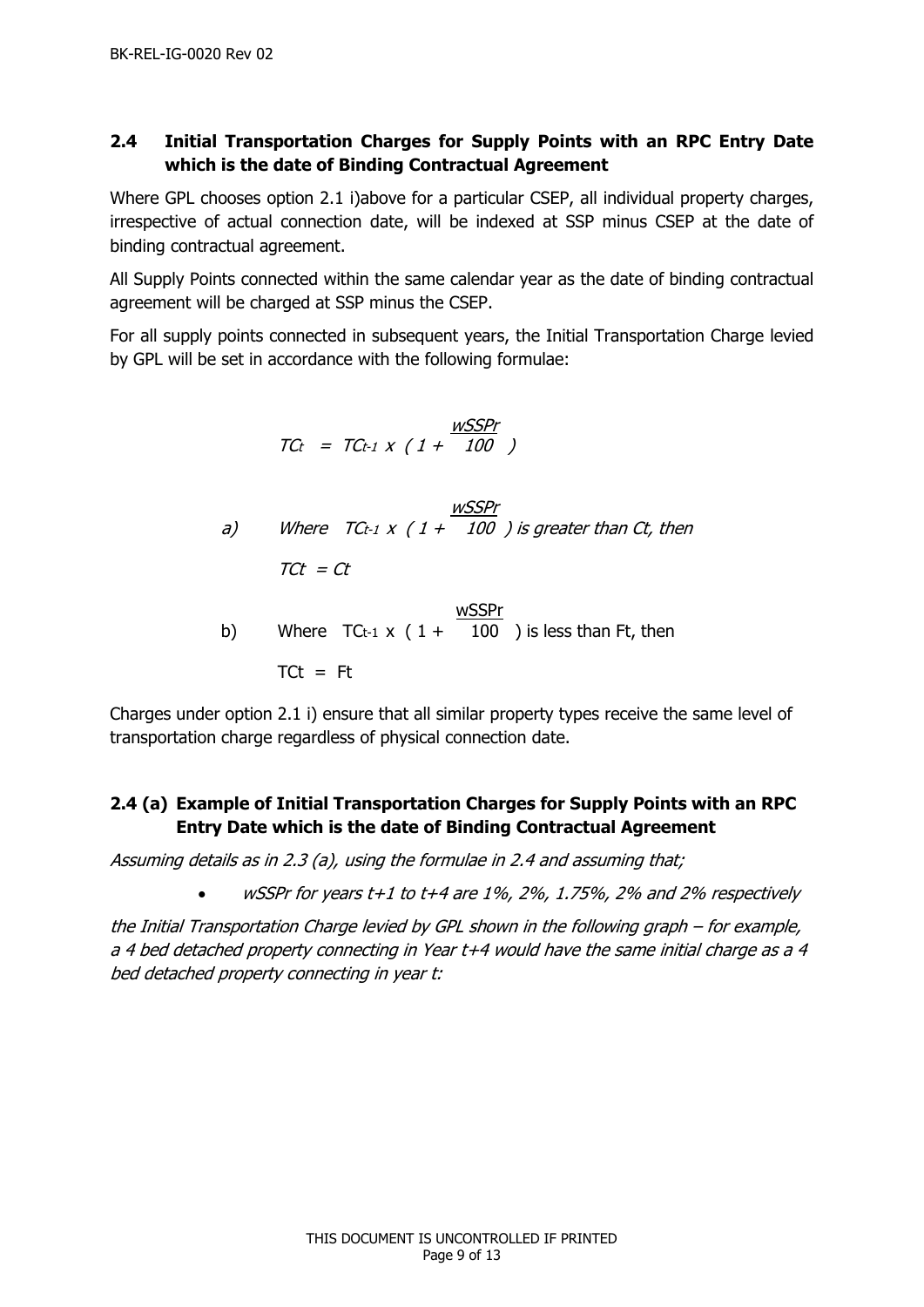## 2.4 Initial Transportation Charges for Supply Points with an RPC Entry Date which is the date of Binding Contractual Agreement

Where GPL chooses option 2.1 i)above for a particular CSEP, all individual property charges, irrespective of actual connection date, will be indexed at SSP minus CSEP at the date of binding contractual agreement.

All Supply Points connected within the same calendar year as the date of binding contractual agreement will be charged at SSP minus the CSEP.

For all supply points connected in subsequent years, the Initial Transportation Charge levied by GPL will be set in accordance with the following formulae:

$$TC_t = TC_{t-1} \times \left(1 + \frac{wSSPr}{100}\right)$$

a) Where $TC_{t-1} \times \left(1 + \frac{wSSPr}{100}\right)$ *is greater than Ct, then*

$TCt = Ct$

b) Where $TC_{t-1} \times \left(1 + \frac{wSSPr}{100}\right)$ is less than Ft, then

$TCt = Ft$

Charges under option 2.1 i) ensure that all similar property types receive the same level of transportation charge regardless of physical connection date.

## 2.4 (a) Example of Initial Transportation Charges for Supply Points with an RPC Entry Date which is the date of Binding Contractual Agreement

*Assuming details as in 2.3 (a), using the formulae in 2.4 and assuming that;*

- *wSSPr for years t+1 to t+4 are 1%, 2%, 1.75%, 2% and 2% respectively*

*the Initial Transportation Charge levied by GPL shown in the following graph – for example, a 4 bed detached property connecting in Year t+4 would have the same initial charge as a 4 bed detached property connecting in year t:*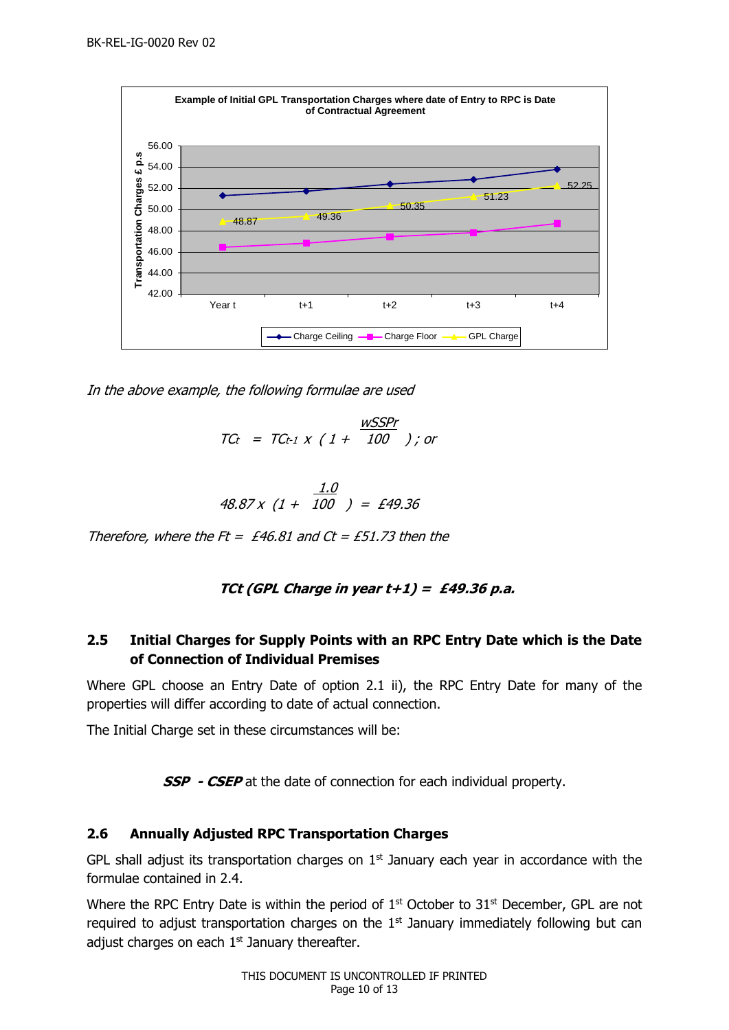In the above example, the following formulae are used

$$TC_t = TC_{t-1} \times \left(1 + \frac{wSSPr}{100}\right); \text{ or}$$

$$48.87 \times \left(1 + \frac{1.0}{100}\right) = £49.36$$

*Therefore, where the Ft = £46.81 and Ct = £51.73 then the*

***TCt (GPL Charge in year t+1) = £49.36 p.a.***

## 2.5 Initial Charges for Supply Points with an RPC Entry Date which is the Date of Connection of Individual Premises

Where GPL choose an Entry Date of option 2.1 ii), the RPC Entry Date for many of the properties will differ according to date of actual connection.

The Initial Charge set in these circumstances will be:

***SSP - CSEP*** at the date of connection for each individual property.

## 2.6 Annually Adjusted RPC Transportation Charges

GPL shall adjust its transportation charges on 1st January each year in accordance with the formulae contained in 2.4.

Where the RPC Entry Date is within the period of 1st October to 31st December, GPL are not required to adjust transportation charges on the 1st January immediately following but can adjust charges on each 1st January thereafter.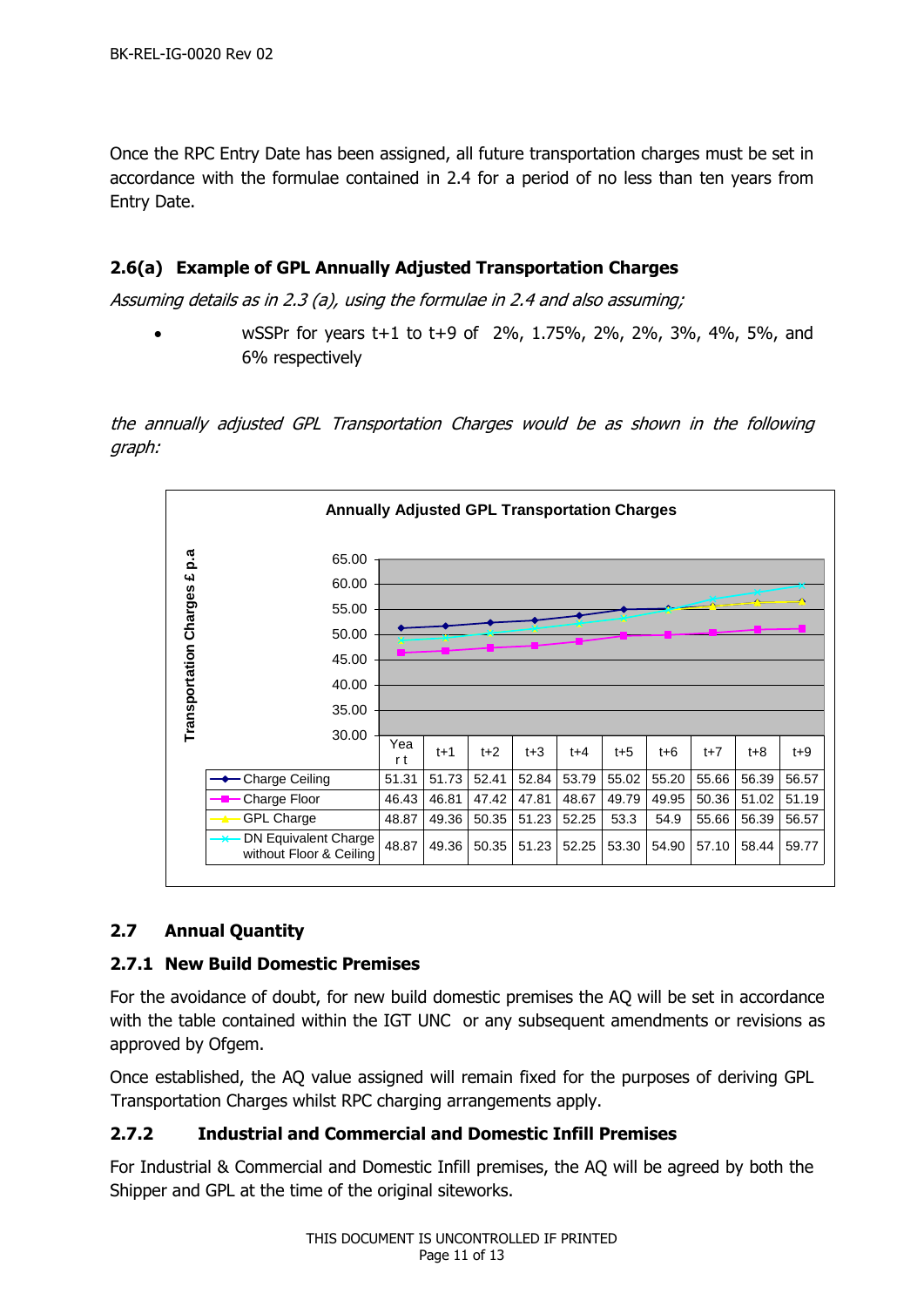Once the RPC Entry Date has been assigned, all future transportation charges must be set in accordance with the formulae contained in 2.4 for a period of no less than ten years from Entry Date.

### 2.6(a) Example of GPL Annually Adjusted Transportation Charges

*Assuming details as in 2.3 (a), using the formulae in 2.4 and also assuming;*

- wSSPr for years t+1 to t+9 of 2%, 1.75%, 2%, 2%, 3%, 4%, 5%, and 6% respectively

*the annually adjusted GPL Transportation Charges would be as shown in the following graph:*

**Annually Adjusted GPL Transportation Charges**

Transportation Charges £ p.a

| | Year t | t+1 | t+2 | t+3 | t+4 | t+5 | t+6 | t+7 | t+8 | t+9 |
|---|---|---|---|---|---|---|---|---|---|---|
| Charge Ceiling | 51.31 | 51.73 | 52.41 | 52.84 | 53.79 | 55.02 | 55.20 | 55.66 | 56.39 | 56.57 |
| Charge Floor | 46.43 | 46.81 | 47.42 | 47.81 | 48.67 | 49.79 | 49.95 | 50.36 | 51.02 | 51.19 |
| GPL Charge | 48.87 | 49.36 | 50.35 | 51.23 | 52.25 | 53.3 | 54.9 | 55.66 | 56.39 | 56.57 |
| DN Equivalent Charge without Floor & Ceiling | 48.87 | 49.36 | 50.35 | 51.23 | 52.25 | 53.30 | 54.90 | 57.10 | 58.44 | 59.77 |

## 2.7 Annual Quantity

### 2.7.1 New Build Domestic Premises

For the avoidance of doubt, for new build domestic premises the AQ will be set in accordance with the table contained within the IGT UNC or any subsequent amendments or revisions as approved by Ofgem.

Once established, the AQ value assigned will remain fixed for the purposes of deriving GPL Transportation Charges whilst RPC charging arrangements apply.

### 2.7.2 Industrial and Commercial and Domestic Infill Premises

For Industrial & Commercial and Domestic Infill premises, the AQ will be agreed by both the Shipper and GPL at the time of the original siteworks.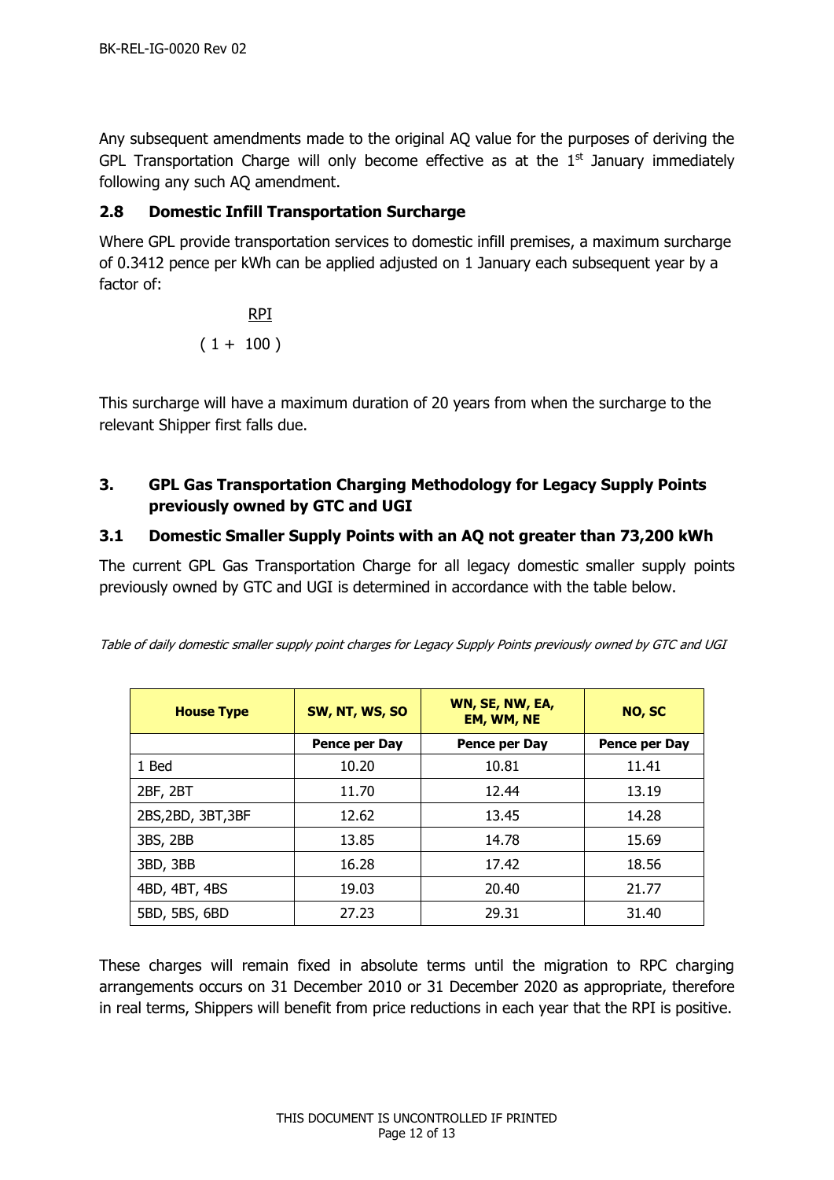Any subsequent amendments made to the original AQ value for the purposes of deriving the GPL Transportation Charge will only become effective as at the 1st January immediately following any such AQ amendment.

### 2.8 Domestic Infill Transportation Surcharge

Where GPL provide transportation services to domestic infill premises, a maximum surcharge of 0.3412 pence per kWh can be applied adjusted on 1 January each subsequent year by a factor of:

$$\left(1 + \frac{RPI}{100}\right)$$

This surcharge will have a maximum duration of 20 years from when the surcharge to the relevant Shipper first falls due.

## 3. GPL Gas Transportation Charging Methodology for Legacy Supply Points previously owned by GTC and UGI

### 3.1 Domestic Smaller Supply Points with an AQ not greater than 73,200 kWh

The current GPL Gas Transportation Charge for all legacy domestic smaller supply points previously owned by GTC and UGI is determined in accordance with the table below.

*Table of daily domestic smaller supply point charges for Legacy Supply Points previously owned by GTC and UGI*

| House Type | SW, NT, WS, SO | WN, SE, NW, EA, EM, WM, NE | NO, SC |
|---|---|---|---|
| | Pence per Day | Pence per Day | Pence per Day |
| 1 Bed | 10.20 | 10.81 | 11.41 |
| 2BF, 2BT | 11.70 | 12.44 | 13.19 |
| 2BS,2BD, 3BT,3BF | 12.62 | 13.45 | 14.28 |
| 3BS, 2BB | 13.85 | 14.78 | 15.69 |
| 3BD, 3BB | 16.28 | 17.42 | 18.56 |
| 4BD, 4BT, 4BS | 19.03 | 20.40 | 21.77 |
| 5BD, 5BS, 6BD | 27.23 | 29.31 | 31.40 |

These charges will remain fixed in absolute terms until the migration to RPC charging arrangements occurs on 31 December 2010 or 31 December 2020 as appropriate, therefore in real terms, Shippers will benefit from price reductions in each year that the RPI is positive.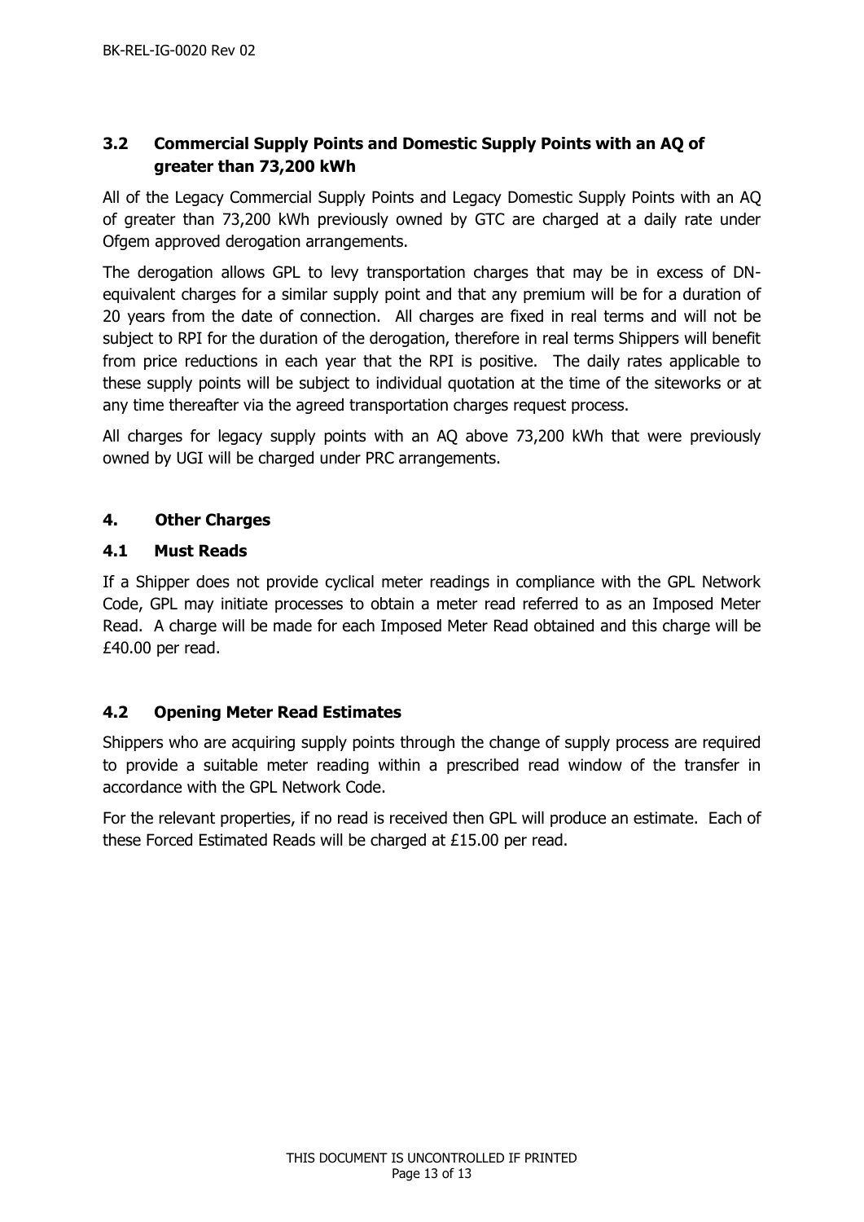### 3.2 Commercial Supply Points and Domestic Supply Points with an AQ of greater than 73,200 kWh

All of the Legacy Commercial Supply Points and Legacy Domestic Supply Points with an AQ of greater than 73,200 kWh previously owned by GTC are charged at a daily rate under Ofgem approved derogation arrangements.

The derogation allows GPL to levy transportation charges that may be in excess of DN-equivalent charges for a similar supply point and that any premium will be for a duration of 20 years from the date of connection. All charges are fixed in real terms and will not be subject to RPI for the duration of the derogation, therefore in real terms Shippers will benefit from price reductions in each year that the RPI is positive. The daily rates applicable to these supply points will be subject to individual quotation at the time of the siteworks or at any time thereafter via the agreed transportation charges request process.

All charges for legacy supply points with an AQ above 73,200 kWh that were previously owned by UGI will be charged under PRC arrangements.

## 4. Other Charges

### 4.1 Must Reads

If a Shipper does not provide cyclical meter readings in compliance with the GPL Network Code, GPL may initiate processes to obtain a meter read referred to as an Imposed Meter Read. A charge will be made for each Imposed Meter Read obtained and this charge will be £40.00 per read.

### 4.2 Opening Meter Read Estimates

Shippers who are acquiring supply points through the change of supply process are required to provide a suitable meter reading within a prescribed read window of the transfer in accordance with the GPL Network Code.

For the relevant properties, if no read is received then GPL will produce an estimate. Each of these Forced Estimated Reads will be charged at £15.00 per read.